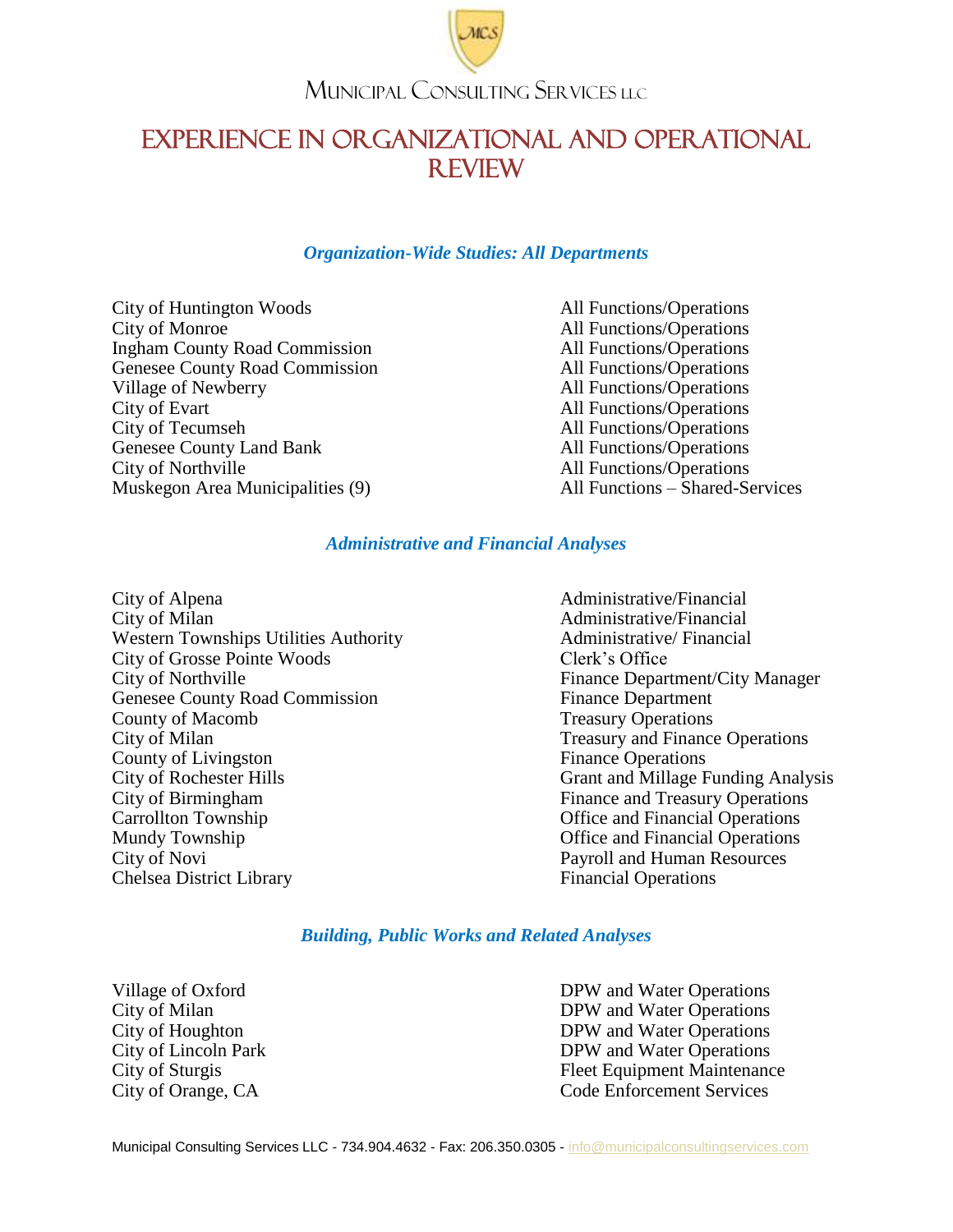Municipal Consulting Services LLC

# EXPERIENCE IN ORGANIZATIONAL AND OPERATIONAL REVIEW

### *Organization-Wide Studies: All Departments*

| | |
|---|---|
| City of Huntington Woods | All Functions/Operations |
| City of Monroe | All Functions/Operations |
| Ingham County Road Commission | All Functions/Operations |
| Genesee County Road Commission | All Functions/Operations |
| Village of Newberry | All Functions/Operations |
| City of Evart | All Functions/Operations |
| City of Tecumseh | All Functions/Operations |
| Genesee County Land Bank | All Functions/Operations |
| City of Northville | All Functions/Operations |
| Muskegon Area Municipalities (9) | All Functions – Shared-Services |

### *Administrative and Financial Analyses*

| | |
|---|---|
| City of Alpena | Administrative/Financial |
| City of Milan | Administrative/Financial |
| Western Townships Utilities Authority | Administrative/ Financial |
| City of Grosse Pointe Woods | Clerk's Office |
| City of Northville | Finance Department/City Manager |
| Genesee County Road Commission | Finance Department |
| County of Macomb | Treasury Operations |
| City of Milan | Treasury and Finance Operations |
| County of Livingston | Finance Operations |
| City of Rochester Hills | Grant and Millage Funding Analysis |
| City of Birmingham | Finance and Treasury Operations |
| Carrollton Township | Office and Financial Operations |
| Mundy Township | Office and Financial Operations |
| City of Novi | Payroll and Human Resources |
| Chelsea District Library | Financial Operations |

### *Building, Public Works and Related Analyses*

| | |
|---|---|
| Village of Oxford | DPW and Water Operations |
| City of Milan | DPW and Water Operations |
| City of Houghton | DPW and Water Operations |
| City of Lincoln Park | DPW and Water Operations |
| City of Sturgis | Fleet Equipment Maintenance |
| City of Orange, CA | Code Enforcement Services |

Municipal Consulting Services LLC - 734.904.4632 - Fax: 206.350.0305 - info@municipalconsultingservices.com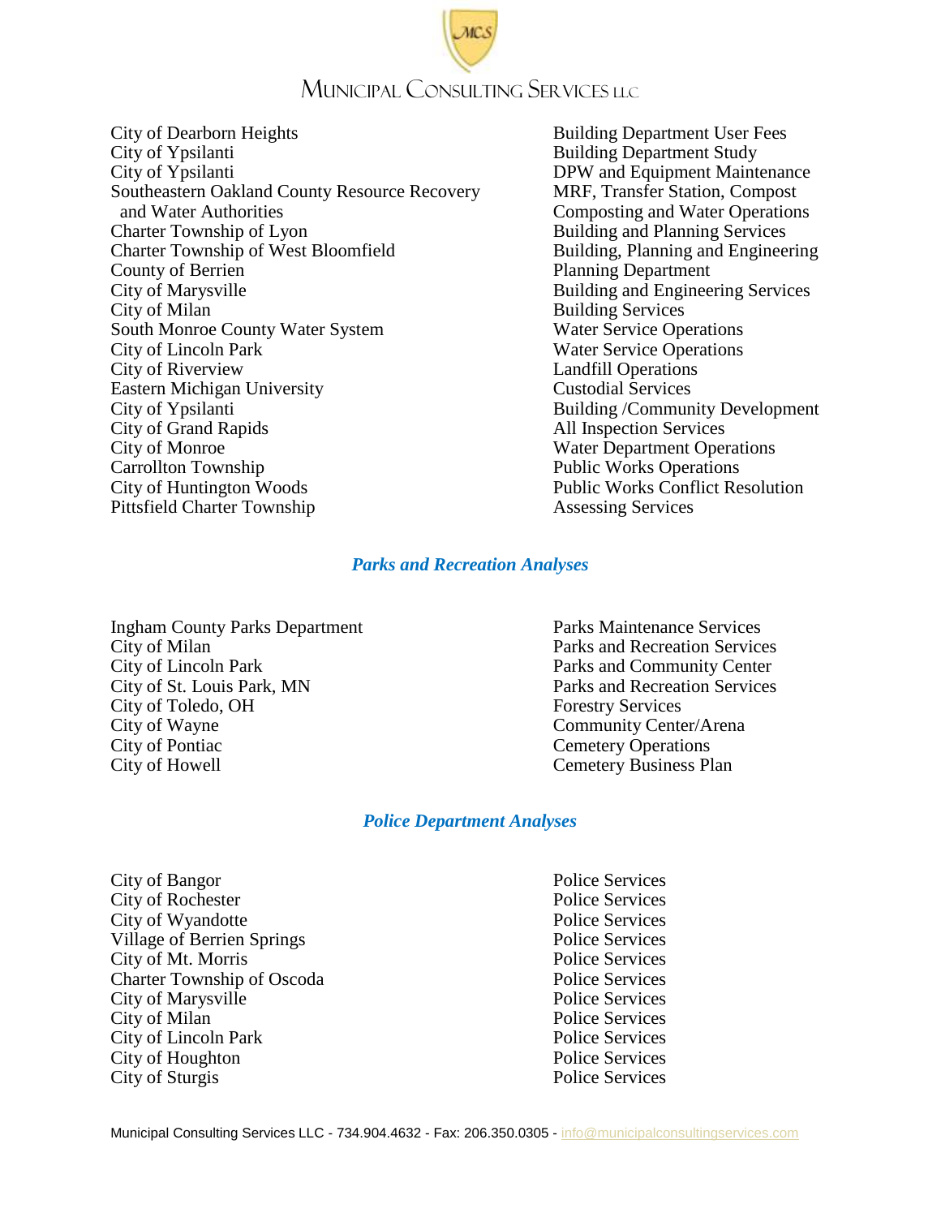| | |
|---|---|
| City of Dearborn Heights | Building Department User Fees |
| City of Ypsilanti | Building Department Study |
| City of Ypsilanti | DPW and Equipment Maintenance |
| Southeastern Oakland County Resource Recovery and Water Authorities | MRF, Transfer Station, Compost Composting and Water Operations |
| Charter Township of Lyon | Building and Planning Services |
| Charter Township of West Bloomfield | Building, Planning and Engineering |
| County of Berrien | Planning Department |
| City of Marysville | Building and Engineering Services |
| City of Milan | Building Services |
| South Monroe County Water System | Water Service Operations |
| City of Lincoln Park | Water Service Operations |
| City of Riverview | Landfill Operations |
| Eastern Michigan University | Custodial Services |
| City of Ypsilanti | Building /Community Development |
| City of Grand Rapids | All Inspection Services |
| City of Monroe | Water Department Operations |
| Carrollton Township | Public Works Operations |
| City of Huntington Woods | Public Works Conflict Resolution |
| Pittsfield Charter Township | Assessing Services |

## *Parks and Recreation Analyses*

| | |
|---|---|
| Ingham County Parks Department | Parks Maintenance Services |
| City of Milan | Parks and Recreation Services |
| City of Lincoln Park | Parks and Community Center |
| City of St. Louis Park, MN | Parks and Recreation Services |
| City of Toledo, OH | Forestry Services |
| City of Wayne | Community Center/Arena |
| City of Pontiac | Cemetery Operations |
| City of Howell | Cemetery Business Plan |

## *Police Department Analyses*

| | |
|---|---|
| City of Bangor | Police Services |
| City of Rochester | Police Services |
| City of Wyandotte | Police Services |
| Village of Berrien Springs | Police Services |
| City of Mt. Morris | Police Services |
| Charter Township of Oscoda | Police Services |
| City of Marysville | Police Services |
| City of Milan | Police Services |
| City of Lincoln Park | Police Services |
| City of Houghton | Police Services |
| City of Sturgis | Police Services |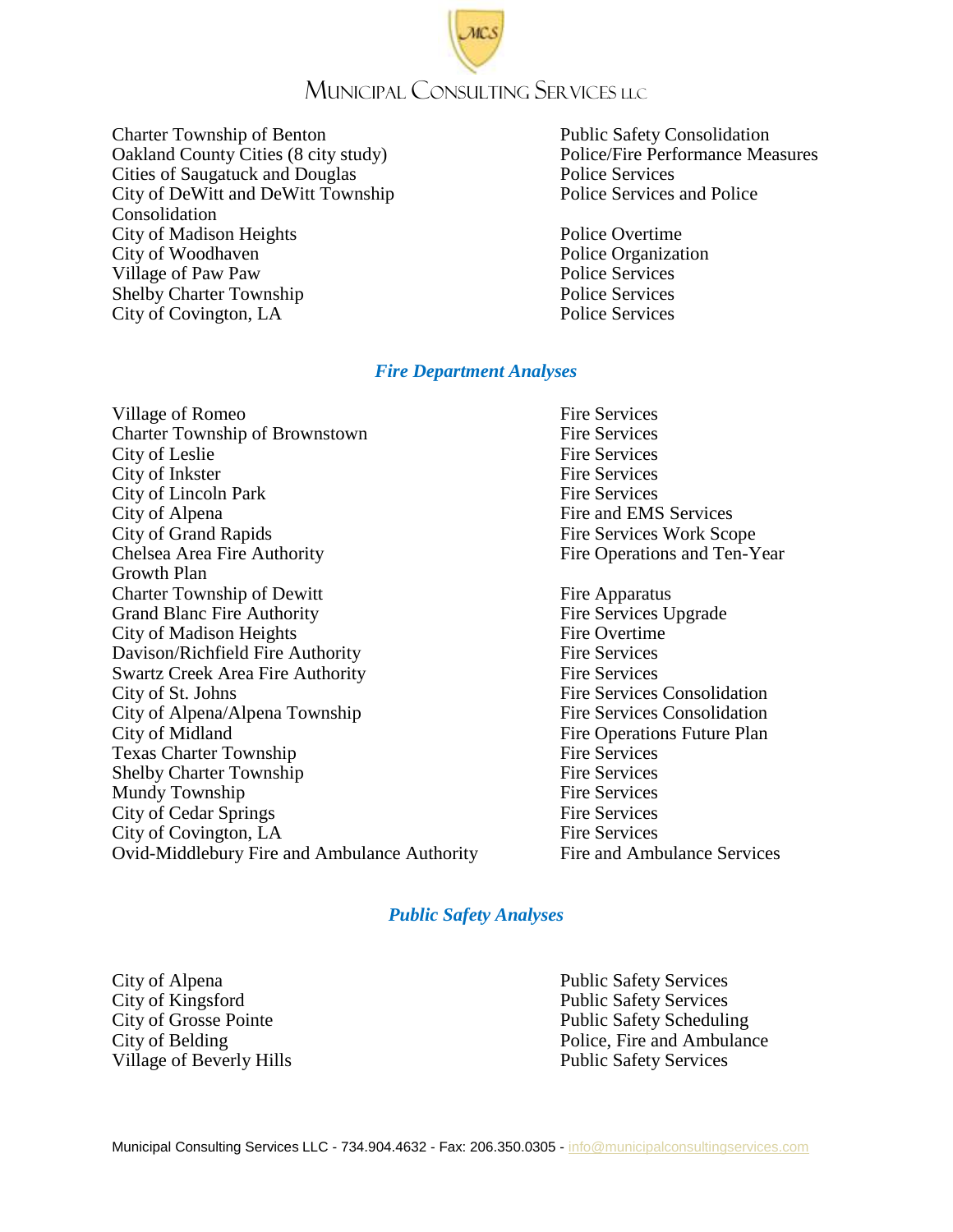| | |
|---|---|
| Charter Township of Benton | Public Safety Consolidation |
| Oakland County Cities (8 city study) | Police/Fire Performance Measures |
| Cities of Saugatuck and Douglas | Police Services |
| City of DeWitt and DeWitt Township | Police Services and Police Consolidation |
| City of Madison Heights | Police Overtime |
| City of Woodhaven | Police Organization |
| Village of Paw Paw | Police Services |
| Shelby Charter Township | Police Services |
| City of Covington, LA | Police Services |

## *Fire Department Analyses*

| | |
|---|---|
| Village of Romeo | Fire Services |
| Charter Township of Brownstown | Fire Services |
| City of Leslie | Fire Services |
| City of Inkster | Fire Services |
| City of Lincoln Park | Fire Services |
| City of Alpena | Fire and EMS Services |
| City of Grand Rapids | Fire Services Work Scope |
| Chelsea Area Fire Authority | Fire Operations and Ten-Year Growth Plan |
| Charter Township of Dewitt | Fire Apparatus |
| Grand Blanc Fire Authority | Fire Services Upgrade |
| City of Madison Heights | Fire Overtime |
| Davison/Richfield Fire Authority | Fire Services |
| Swartz Creek Area Fire Authority | Fire Services |
| City of St. Johns | Fire Services Consolidation |
| City of Alpena/Alpena Township | Fire Services Consolidation |
| City of Midland | Fire Operations Future Plan |
| Texas Charter Township | Fire Services |
| Shelby Charter Township | Fire Services |
| Mundy Township | Fire Services |
| City of Cedar Springs | Fire Services |
| City of Covington, LA | Fire Services |
| Ovid-Middlebury Fire and Ambulance Authority | Fire and Ambulance Services |

## *Public Safety Analyses*

| | |
|---|---|
| City of Alpena | Public Safety Services |
| City of Kingsford | Public Safety Services |
| City of Grosse Pointe | Public Safety Scheduling |
| City of Belding | Police, Fire and Ambulance |
| Village of Beverly Hills | Public Safety Services |